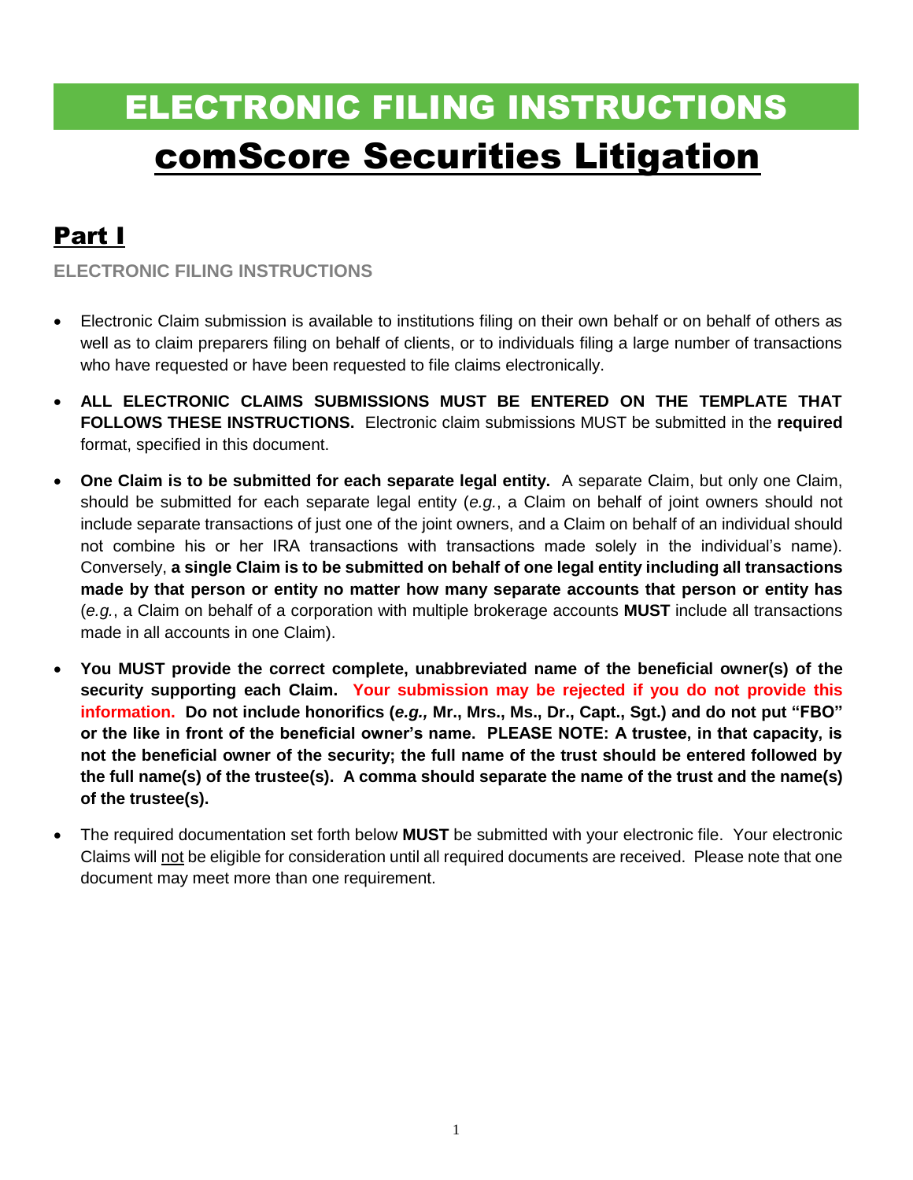# ELECTRONIC FILING INSTRUCTIONS

# comScore Securities Litigation

## Part I

### ELECTRONIC FILING INSTRUCTIONS

- Electronic Claim submission is available to institutions filing on their own behalf or on behalf of others as well as to claim preparers filing on behalf of clients, or to individuals filing a large number of transactions who have requested or have been requested to file claims electronically.

- **ALL ELECTRONIC CLAIMS SUBMISSIONS MUST BE ENTERED ON THE TEMPLATE THAT FOLLOWS THESE INSTRUCTIONS.** Electronic claim submissions MUST be submitted in the **required** format, specified in this document.

- **One Claim is to be submitted for each separate legal entity.** A separate Claim, but only one Claim, should be submitted for each separate legal entity (*e.g.*, a Claim on behalf of joint owners should not include separate transactions of just one of the joint owners, and a Claim on behalf of an individual should not combine his or her IRA transactions with transactions made solely in the individual's name). Conversely, **a single Claim is to be submitted on behalf of one legal entity including all transactions made by that person or entity no matter how many separate accounts that person or entity has** (*e.g.*, a Claim on behalf of a corporation with multiple brokerage accounts **MUST** include all transactions made in all accounts in one Claim).

- **You MUST provide the correct complete, unabbreviated name of the beneficial owner(s) of the security supporting each Claim. Your submission may be rejected if you do not provide this information. Do not include honorifics (*e.g.,* Mr., Mrs., Ms., Dr., Capt., Sgt.) and do not put "FBO" or the like in front of the beneficial owner's name. PLEASE NOTE: A trustee, in that capacity, is not the beneficial owner of the security; the full name of the trust should be entered followed by the full name(s) of the trustee(s). A comma should separate the name of the trust and the name(s) of the trustee(s).**

- The required documentation set forth below **MUST** be submitted with your electronic file. Your electronic Claims will not be eligible for consideration until all required documents are received. Please note that one document may meet more than one requirement.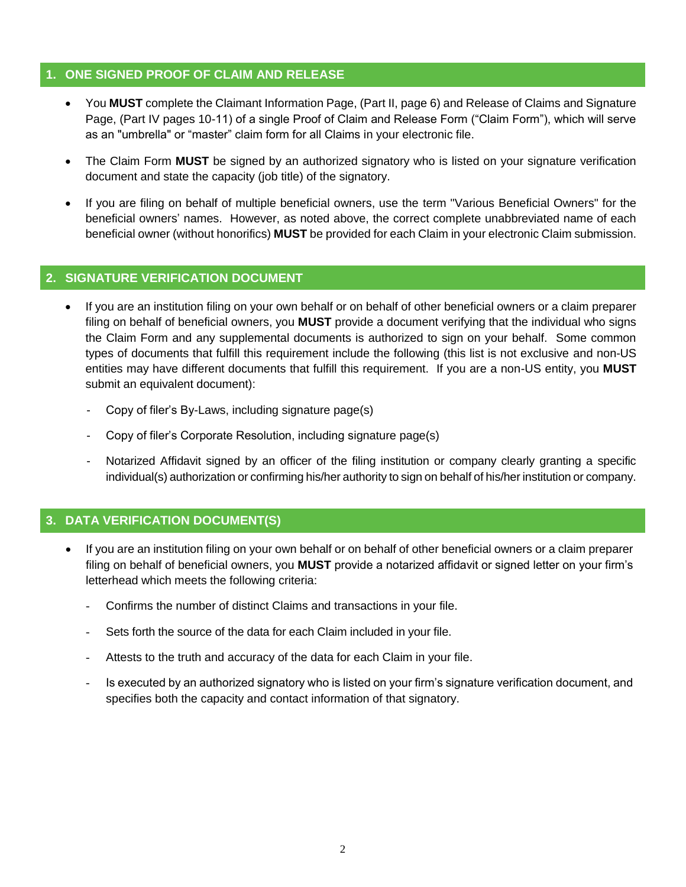## 1. ONE SIGNED PROOF OF CLAIM AND RELEASE

- You **MUST** complete the Claimant Information Page, (Part II, page 6) and Release of Claims and Signature Page, (Part IV pages 10-11) of a single Proof of Claim and Release Form ("Claim Form"), which will serve as an "umbrella" or "master" claim form for all Claims in your electronic file.
- The Claim Form **MUST** be signed by an authorized signatory who is listed on your signature verification document and state the capacity (job title) of the signatory.
- If you are filing on behalf of multiple beneficial owners, use the term "Various Beneficial Owners" for the beneficial owners' names. However, as noted above, the correct complete unabbreviated name of each beneficial owner (without honorifics) **MUST** be provided for each Claim in your electronic Claim submission.

## 2. SIGNATURE VERIFICATION DOCUMENT

- If you are an institution filing on your own behalf or on behalf of other beneficial owners or a claim preparer filing on behalf of beneficial owners, you **MUST** provide a document verifying that the individual who signs the Claim Form and any supplemental documents is authorized to sign on your behalf. Some common types of documents that fulfill this requirement include the following (this list is not exclusive and non-US entities may have different documents that fulfill this requirement. If you are a non-US entity, you **MUST** submit an equivalent document):
  - Copy of filer's By-Laws, including signature page(s)
  - Copy of filer's Corporate Resolution, including signature page(s)
  - Notarized Affidavit signed by an officer of the filing institution or company clearly granting a specific individual(s) authorization or confirming his/her authority to sign on behalf of his/her institution or company.

## 3. DATA VERIFICATION DOCUMENT(S)

- If you are an institution filing on your own behalf or on behalf of other beneficial owners or a claim preparer filing on behalf of beneficial owners, you **MUST** provide a notarized affidavit or signed letter on your firm's letterhead which meets the following criteria:
  - Confirms the number of distinct Claims and transactions in your file.
  - Sets forth the source of the data for each Claim included in your file.
  - Attests to the truth and accuracy of the data for each Claim in your file.
  - Is executed by an authorized signatory who is listed on your firm's signature verification document, and specifies both the capacity and contact information of that signatory.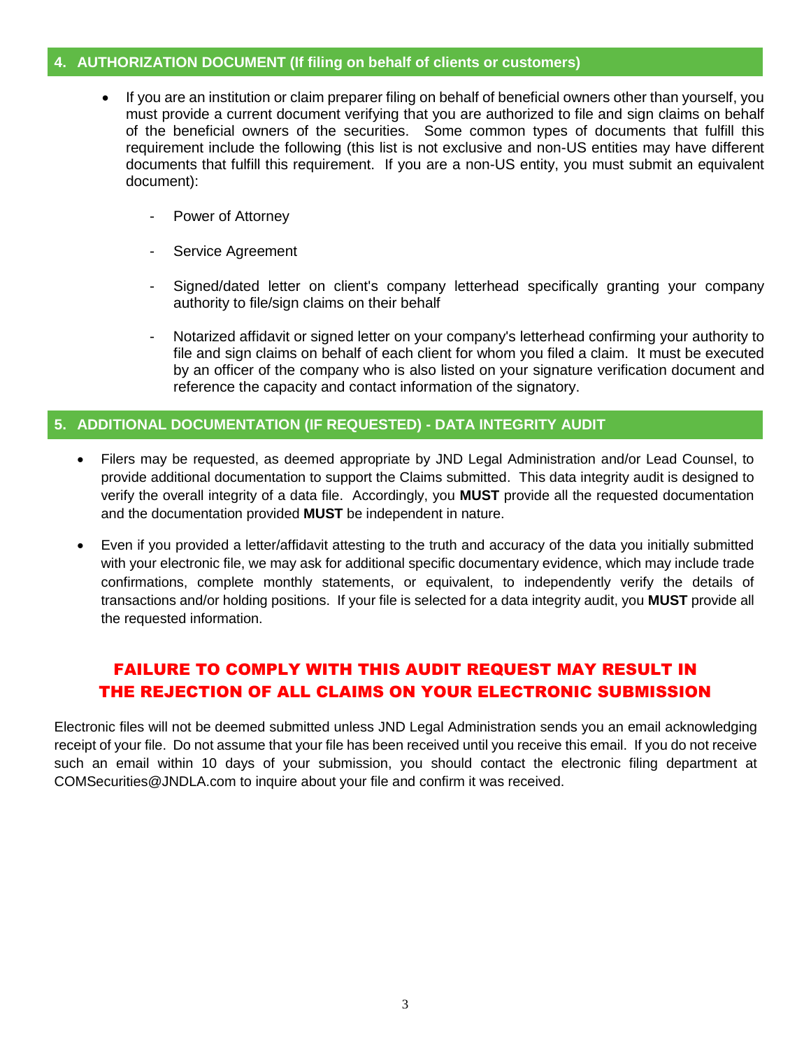## 4. AUTHORIZATION DOCUMENT (If filing on behalf of clients or customers)

- If you are an institution or claim preparer filing on behalf of beneficial owners other than yourself, you must provide a current document verifying that you are authorized to file and sign claims on behalf of the beneficial owners of the securities. Some common types of documents that fulfill this requirement include the following (this list is not exclusive and non-US entities may have different documents that fulfill this requirement. If you are a non-US entity, you must submit an equivalent document):

  - Power of Attorney

  - Service Agreement

  - Signed/dated letter on client's company letterhead specifically granting your company authority to file/sign claims on their behalf

  - Notarized affidavit or signed letter on your company's letterhead confirming your authority to file and sign claims on behalf of each client for whom you filed a claim. It must be executed by an officer of the company who is also listed on your signature verification document and reference the capacity and contact information of the signatory.

## 5. ADDITIONAL DOCUMENTATION (IF REQUESTED) - DATA INTEGRITY AUDIT

- Filers may be requested, as deemed appropriate by JND Legal Administration and/or Lead Counsel, to provide additional documentation to support the Claims submitted. This data integrity audit is designed to verify the overall integrity of a data file. Accordingly, you **MUST** provide all the requested documentation and the documentation provided **MUST** be independent in nature.

- Even if you provided a letter/affidavit attesting to the truth and accuracy of the data you initially submitted with your electronic file, we may ask for additional specific documentary evidence, which may include trade confirmations, complete monthly statements, or equivalent, to independently verify the details of transactions and/or holding positions. If your file is selected for a data integrity audit, you **MUST** provide all the requested information.

**FAILURE TO COMPLY WITH THIS AUDIT REQUEST MAY RESULT IN THE REJECTION OF ALL CLAIMS ON YOUR ELECTRONIC SUBMISSION**

Electronic files will not be deemed submitted unless JND Legal Administration sends you an email acknowledging receipt of your file. Do not assume that your file has been received until you receive this email. If you do not receive such an email within 10 days of your submission, you should contact the electronic filing department at COMSecurities@JNDLA.com to inquire about your file and confirm it was received.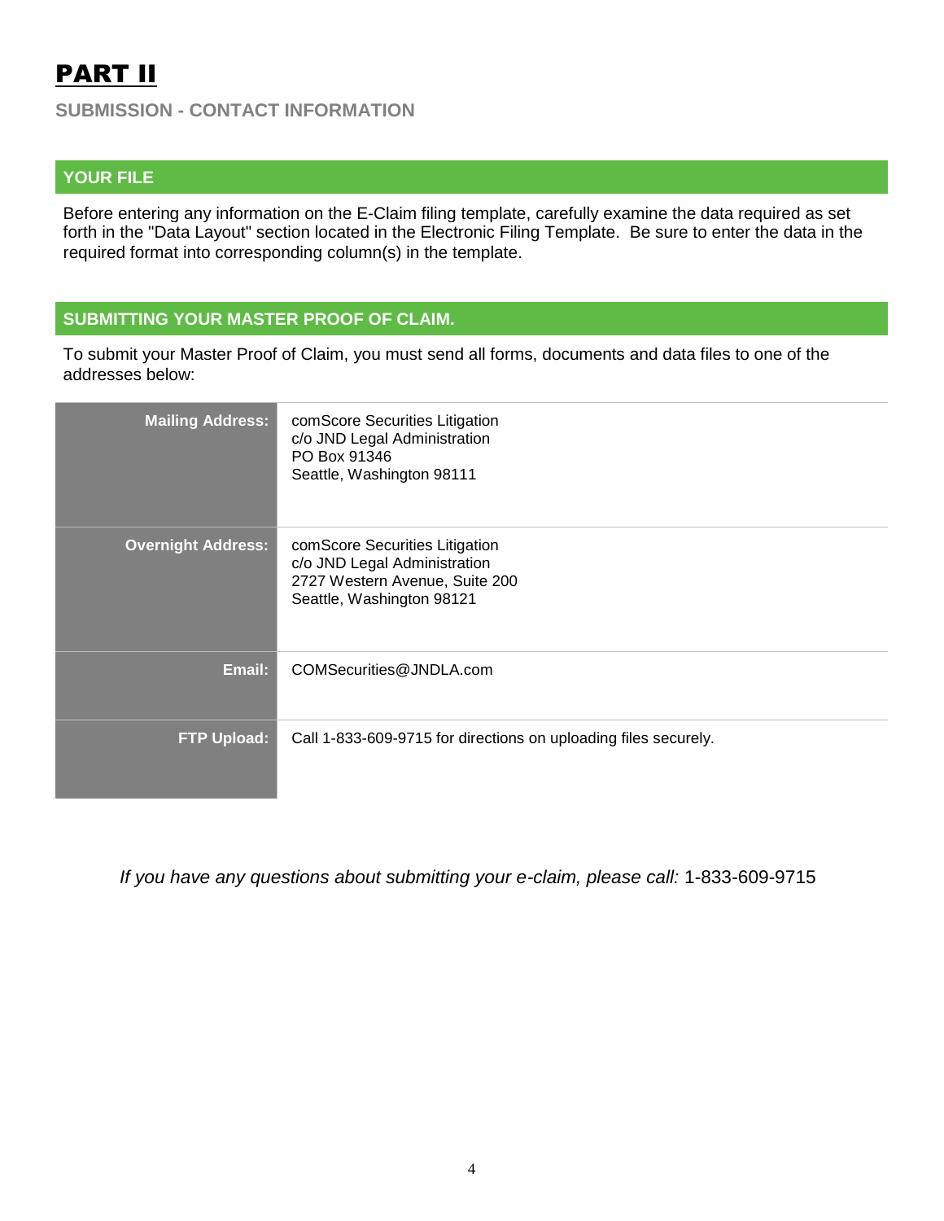# PART II

**SUBMISSION - CONTACT INFORMATION**

## YOUR FILE

Before entering any information on the E-Claim filing template, carefully examine the data required as set forth in the "Data Layout" section located in the Electronic Filing Template. Be sure to enter the data in the required format into corresponding column(s) in the template.

## SUBMITTING YOUR MASTER PROOF OF CLAIM.

To submit your Master Proof of Claim, you must send all forms, documents and data files to one of the addresses below:

| | |
|---|---|
| **Mailing Address:** | comScore Securities Litigation<br>c/o JND Legal Administration<br>PO Box 91346<br>Seattle, Washington 98111 |
| **Overnight Address:** | comScore Securities Litigation<br>c/o JND Legal Administration<br>2727 Western Avenue, Suite 200<br>Seattle, Washington 98121 |
| **Email:** | COMSecurities@JNDLA.com |
| **FTP Upload:** | Call 1-833-609-9715 for directions on uploading files securely. |

*If you have any questions about submitting your e-claim, please call:* 1-833-609-9715